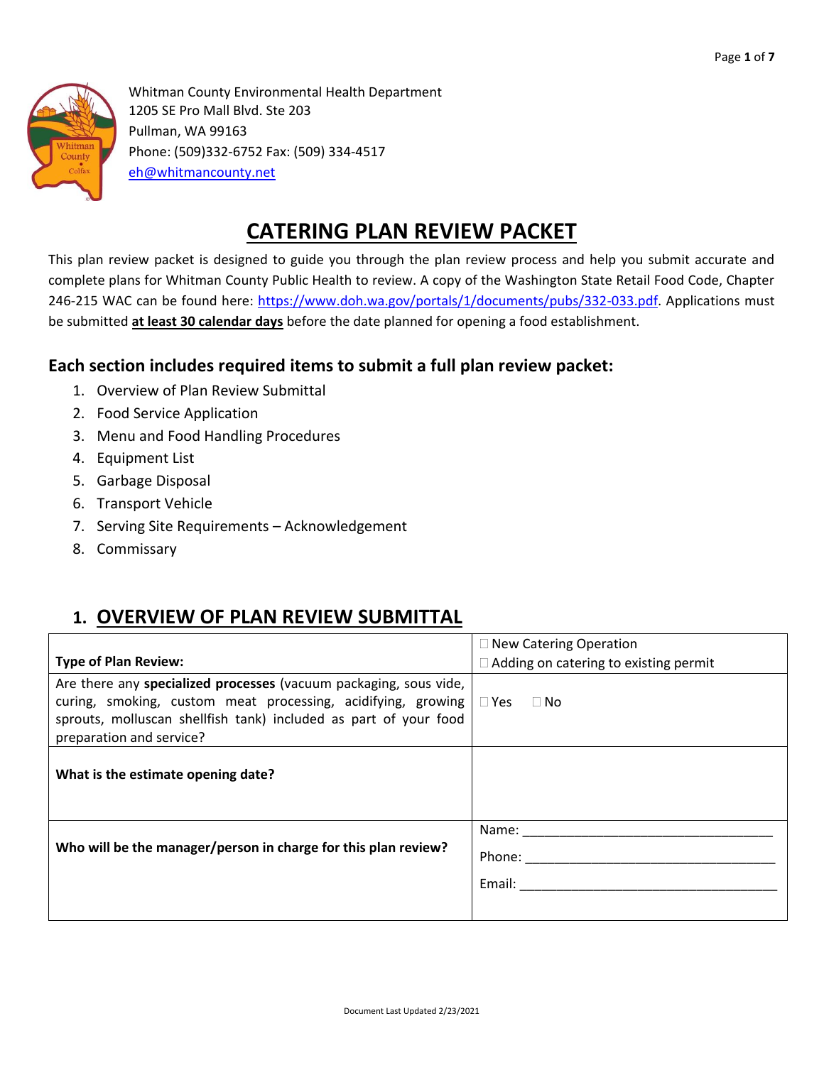Whitman County Environmental Health Department
1205 SE Pro Mall Blvd. Ste 203
Pullman, WA 99163
Phone: (509)332-6752 Fax: (509) 334-4517
eh@whitmancounty.net

# CATERING PLAN REVIEW PACKET

This plan review packet is designed to guide you through the plan review process and help you submit accurate and complete plans for Whitman County Public Health to review. A copy of the Washington State Retail Food Code, Chapter 246-215 WAC can be found here: https://www.doh.wa.gov/portals/1/documents/pubs/332-033.pdf. Applications must be submitted **at least 30 calendar days** before the date planned for opening a food establishment.

### Each section includes required items to submit a full plan review packet:

1. Overview of Plan Review Submittal
2. Food Service Application
3. Menu and Food Handling Procedures
4. Equipment List
5. Garbage Disposal
6. Transport Vehicle
7. Serving Site Requirements – Acknowledgement
8. Commissary

## 1. OVERVIEW OF PLAN REVIEW SUBMITTAL

| | |
|---|---|
| **Type of Plan Review:** | ☐ New Catering Operation<br>☐ Adding on catering to existing permit |
| Are there any **specialized processes** (vacuum packaging, sous vide, curing, smoking, custom meat processing, acidifying, growing sprouts, molluscan shellfish tank) included as part of your food preparation and service? | ☐ Yes ☐ No |
| **What is the estimate opening date?** | |
| **Who will be the manager/person in charge for this plan review?** | Name: ___________________________________<br>Phone: ___________________________________<br>Email: ___________________________________ |

Document Last Updated 2/23/2021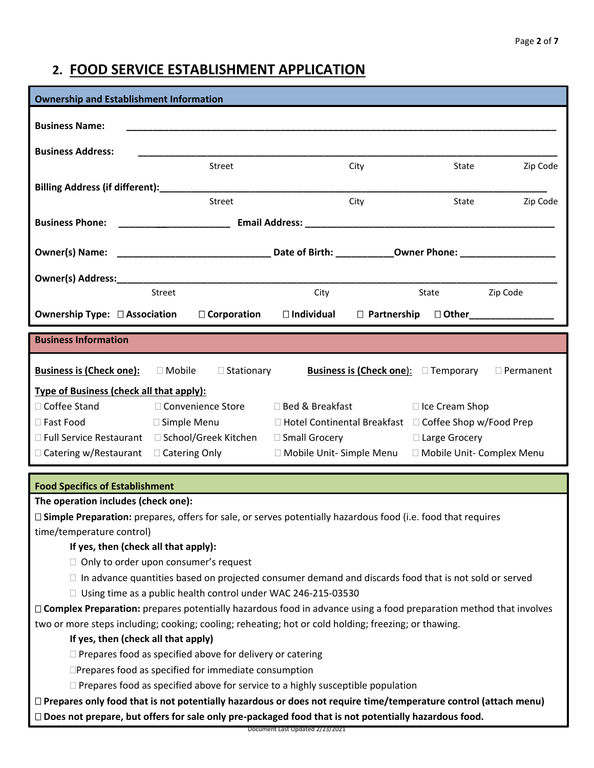## 2. FOOD SERVICE ESTABLISHMENT APPLICATION

### Ownership and Establishment Information

**Business Name:** ______________________________________________________________________________

**Business Address:** ____________________________________________________________________________

Street City State Zip Code

**Billing Address (if different):**___________________________________________________________________

Street City State Zip Code

**Business Phone:** ____________________ **Email Address:** ____________________________________________

**Owner(s) Name:** ____________________________ **Date of Birth:** __________**Owner Phone:** _________________

**Owner(s) Address:**___________________________________________________________________________

Street City State Zip Code

**Ownership Type:** ☐ **Association** ☐ **Corporation** ☐ **Individual** ☐ **Partnership** ☐ **Other**_______________

### Business Information

**Business is (Check one):** ☐ Mobile ☐ Stationary **Business is (Check one):** ☐ Temporary ☐ Permanent

**Type of Business (check all that apply):**

| | | | |
|---|---|---|---|
| ☐ Coffee Stand | ☐ Convenience Store | ☐ Bed & Breakfast | ☐ Ice Cream Shop |
| ☐ Fast Food | ☐ Simple Menu | ☐ Hotel Continental Breakfast | ☐ Coffee Shop w/Food Prep |
| ☐ Full Service Restaurant | ☐ School/Greek Kitchen | ☐ Small Grocery | ☐ Large Grocery |
| ☐ Catering w/Restaurant | ☐ Catering Only | ☐ Mobile Unit- Simple Menu | ☐ Mobile Unit- Complex Menu |

### Food Specifics of Establishment

**The operation includes (check one):**

☐ **Simple Preparation:** prepares, offers for sale, or serves potentially hazardous food (i.e. food that requires time/temperature control)

**If yes, then (check all that apply):**

- ☐ Only to order upon consumer's request
- ☐ In advance quantities based on projected consumer demand and discards food that is not sold or served
- ☐ Using time as a public health control under WAC 246-215-03530

☐ **Complex Preparation:** prepares potentially hazardous food in advance using a food preparation method that involves two or more steps including; cooking; cooling; reheating; hot or cold holding; freezing; or thawing.

**If yes, then (check all that apply)**

- ☐ Prepares food as specified above for delivery or catering
- ☐ Prepares food as specified for immediate consumption
- ☐ Prepares food as specified above for service to a highly susceptible population

☐ **Prepares only food that is not potentially hazardous or does not require time/temperature control (attach menu)**

☐ **Does not prepare, but offers for sale only pre-packaged food that is not potentially hazardous food.**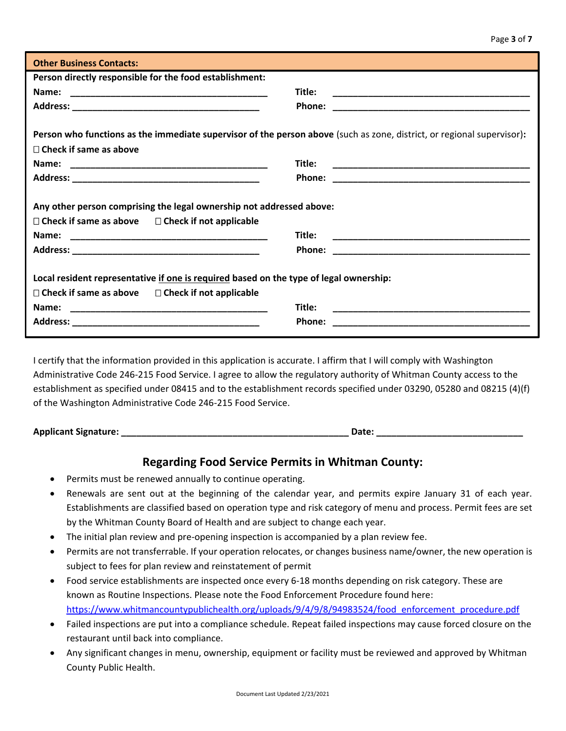**Other Business Contacts:**

**Person directly responsible for the food establishment:**

**Name:** ________________________________________ **Title:** ________________________________________

**Address:** ______________________________________ **Phone:** ______________________________________

**Person who functions as the immediate supervisor of the person above** (such as zone, district, or regional supervisor)**:**

☐ **Check if same as above**

**Name:** ________________________________________ **Title:** ________________________________________

**Address:** ______________________________________ **Phone:** ______________________________________

**Any other person comprising the legal ownership not addressed above:**

☐ **Check if same as above** ☐ **Check if not applicable**

**Name:** ________________________________________ **Title:** ________________________________________

**Address:** ______________________________________ **Phone:** ______________________________________

**Local resident representative <u>if one is required</u> based on the type of legal ownership:**

☐ **Check if same as above** ☐ **Check if not applicable**

**Name:** ________________________________________ **Title:** ________________________________________

**Address:** ______________________________________ **Phone:** ______________________________________

I certify that the information provided in this application is accurate. I affirm that I will comply with Washington Administrative Code 246-215 Food Service. I agree to allow the regulatory authority of Whitman County access to the establishment as specified under 08415 and to the establishment records specified under 03290, 05280 and 08215 (4)(f) of the Washington Administrative Code 246-215 Food Service.

**Applicant Signature:** ______________________________________________ **Date:** _____________________________

## Regarding Food Service Permits in Whitman County:

- Permits must be renewed annually to continue operating.
- Renewals are sent out at the beginning of the calendar year, and permits expire January 31 of each year. Establishments are classified based on operation type and risk category of menu and process. Permit fees are set by the Whitman County Board of Health and are subject to change each year.
- The initial plan review and pre-opening inspection is accompanied by a plan review fee.
- Permits are not transferrable. If your operation relocates, or changes business name/owner, the new operation is subject to fees for plan review and reinstatement of permit
- Food service establishments are inspected once every 6-18 months depending on risk category. These are known as Routine Inspections. Please note the Food Enforcement Procedure found here: https://www.whitmancountypublichealth.org/uploads/9/4/9/8/94983524/food_enforcement_procedure.pdf
- Failed inspections are put into a compliance schedule. Repeat failed inspections may cause forced closure on the restaurant until back into compliance.
- Any significant changes in menu, ownership, equipment or facility must be reviewed and approved by Whitman County Public Health.

Document Last Updated 2/23/2021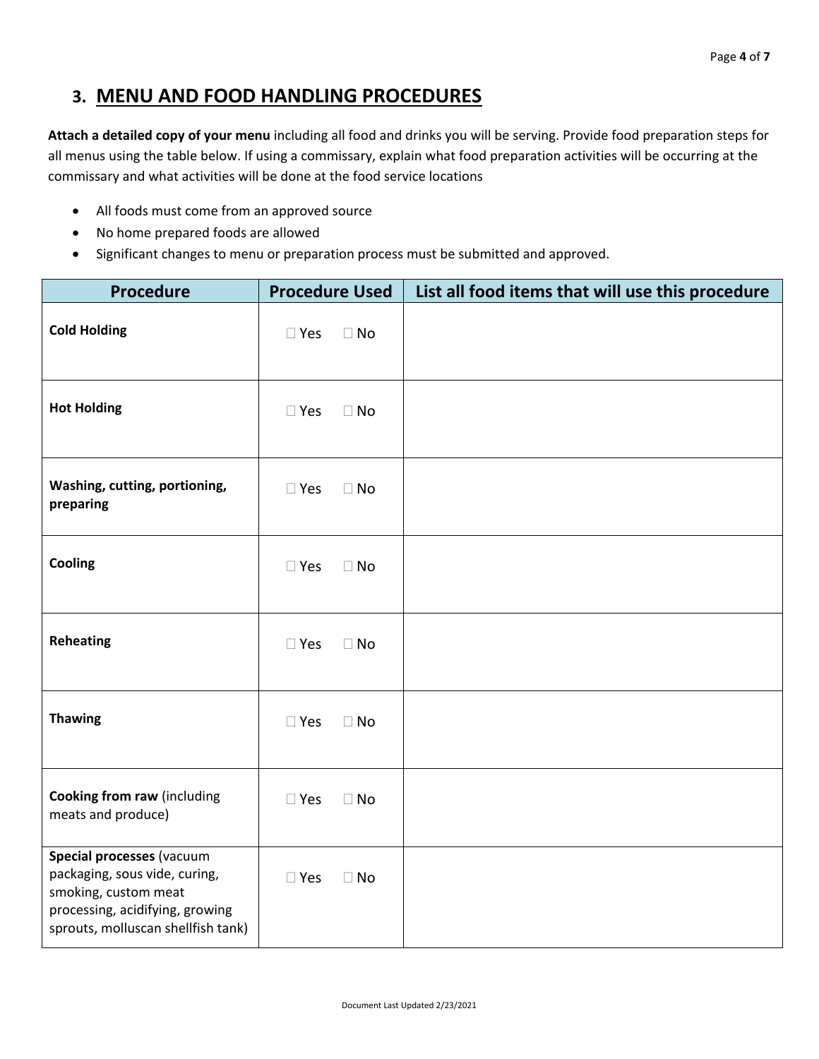## 3. MENU AND FOOD HANDLING PROCEDURES

**Attach a detailed copy of your menu** including all food and drinks you will be serving. Provide food preparation steps for all menus using the table below. If using a commissary, explain what food preparation activities will be occurring at the commissary and what activities will be done at the food service locations

- All foods must come from an approved source
- No home prepared foods are allowed
- Significant changes to menu or preparation process must be submitted and approved.

| Procedure | Procedure Used | List all food items that will use this procedure |
|---|---|---|
| **Cold Holding** | ☐ Yes ☐ No | |
| **Hot Holding** | ☐ Yes ☐ No | |
| **Washing, cutting, portioning, preparing** | ☐ Yes ☐ No | |
| **Cooling** | ☐ Yes ☐ No | |
| **Reheating** | ☐ Yes ☐ No | |
| **Thawing** | ☐ Yes ☐ No | |
| **Cooking from raw** (including meats and produce) | ☐ Yes ☐ No | |
| **Special processes** (vacuum packaging, sous vide, curing, smoking, custom meat processing, acidifying, growing sprouts, molluscan shellfish tank) | ☐ Yes ☐ No | |

Document Last Updated 2/23/2021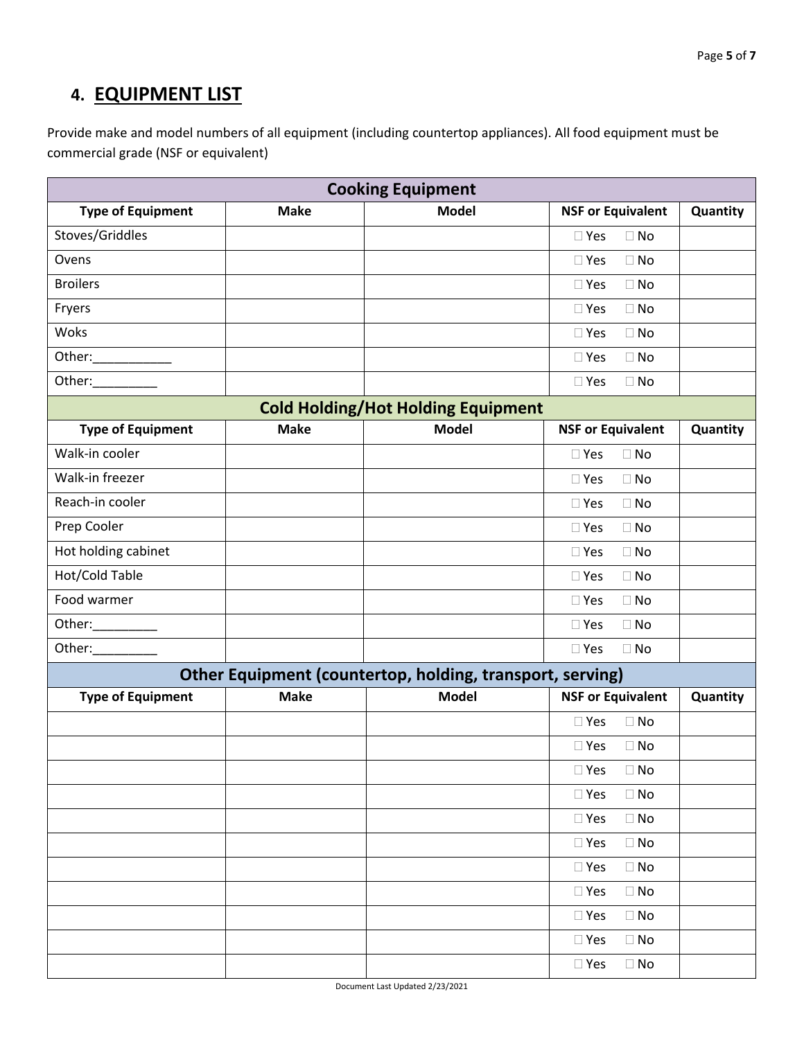## 4. EQUIPMENT LIST

Provide make and model numbers of all equipment (including countertop appliances). All food equipment must be commercial grade (NSF or equivalent)

| Cooking Equipment | | | | |
|---|---|---|---|---|
| **Type of Equipment** | **Make** | **Model** | **NSF or Equivalent** | **Quantity** |
| Stoves/Griddles | | | ☐ Yes ☐ No | |
| Ovens | | | ☐ Yes ☐ No | |
| Broilers | | | ☐ Yes ☐ No | |
| Fryers | | | ☐ Yes ☐ No | |
| Woks | | | ☐ Yes ☐ No | |
| Other:___________ | | | ☐ Yes ☐ No | |
| Other:_________ | | | ☐ Yes ☐ No | |

| Cold Holding/Hot Holding Equipment | | | | |
|---|---|---|---|---|
| **Type of Equipment** | **Make** | **Model** | **NSF or Equivalent** | **Quantity** |
| Walk-in cooler | | | ☐ Yes ☐ No | |
| Walk-in freezer | | | ☐ Yes ☐ No | |
| Reach-in cooler | | | ☐ Yes ☐ No | |
| Prep Cooler | | | ☐ Yes ☐ No | |
| Hot holding cabinet | | | ☐ Yes ☐ No | |
| Hot/Cold Table | | | ☐ Yes ☐ No | |
| Food warmer | | | ☐ Yes ☐ No | |
| Other:_________ | | | ☐ Yes ☐ No | |
| Other:_________ | | | ☐ Yes ☐ No | |

| Other Equipment (countertop, holding, transport, serving) | | | | |
|---|---|---|---|---|
| **Type of Equipment** | **Make** | **Model** | **NSF or Equivalent** | **Quantity** |
| | | | ☐ Yes ☐ No | |
| | | | ☐ Yes ☐ No | |
| | | | ☐ Yes ☐ No | |
| | | | ☐ Yes ☐ No | |
| | | | ☐ Yes ☐ No | |
| | | | ☐ Yes ☐ No | |
| | | | ☐ Yes ☐ No | |
| | | | ☐ Yes ☐ No | |
| | | | ☐ Yes ☐ No | |
| | | | ☐ Yes ☐ No | |
| | | | ☐ Yes ☐ No | |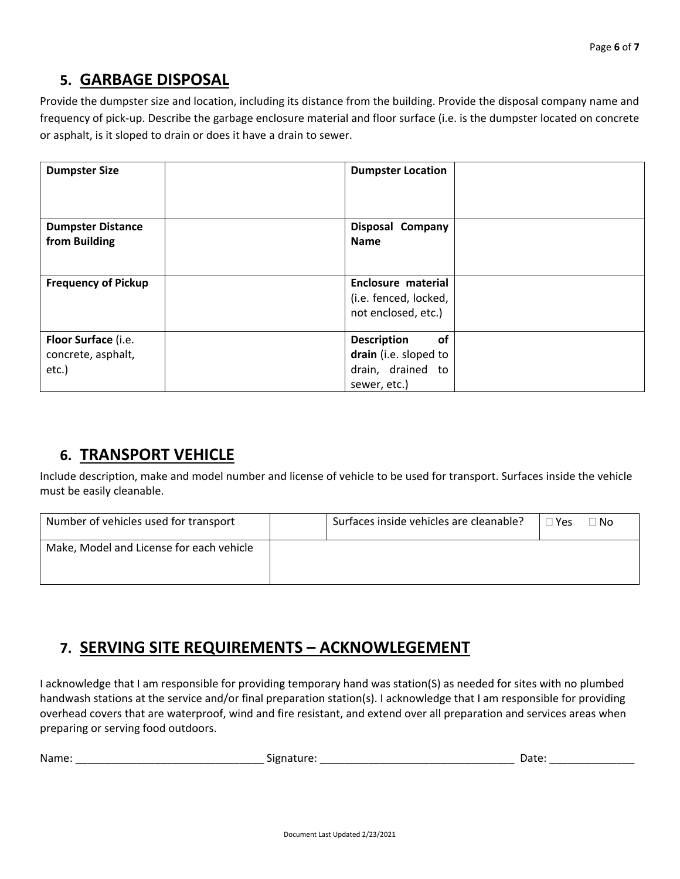## 5. GARBAGE DISPOSAL

Provide the dumpster size and location, including its distance from the building. Provide the disposal company name and frequency of pick-up. Describe the garbage enclosure material and floor surface (i.e. is the dumpster located on concrete or asphalt, is it sloped to drain or does it have a drain to sewer.

| **Dumpster Size** | | **Dumpster Location** | |
|---|---|---|---|
| **Dumpster Distance from Building** | | **Disposal Company Name** | |
| **Frequency of Pickup** | | **Enclosure material** (i.e. fenced, locked, not enclosed, etc.) | |
| **Floor Surface** (i.e. concrete, asphalt, etc.) | | **Description of drain** (i.e. sloped to drain, drained to sewer, etc.) | |

## 6. TRANSPORT VEHICLE

Include description, make and model number and license of vehicle to be used for transport. Surfaces inside the vehicle must be easily cleanable.

| Number of vehicles used for transport | | Surfaces inside vehicles are cleanable? | ☐ Yes ☐ No |
|---|---|---|---|
| Make, Model and License for each vehicle | | | |

## 7. SERVING SITE REQUIREMENTS – ACKNOWLEGEMENT

I acknowledge that I am responsible for providing temporary hand was station(S) as needed for sites with no plumbed handwash stations at the service and/or final preparation station(s). I acknowledge that I am responsible for providing overhead covers that are waterproof, wind and fire resistant, and extend over all preparation and services areas when preparing or serving food outdoors.

Name: ______________________________ Signature: ______________________________ Date: ______________

Document Last Updated 2/23/2021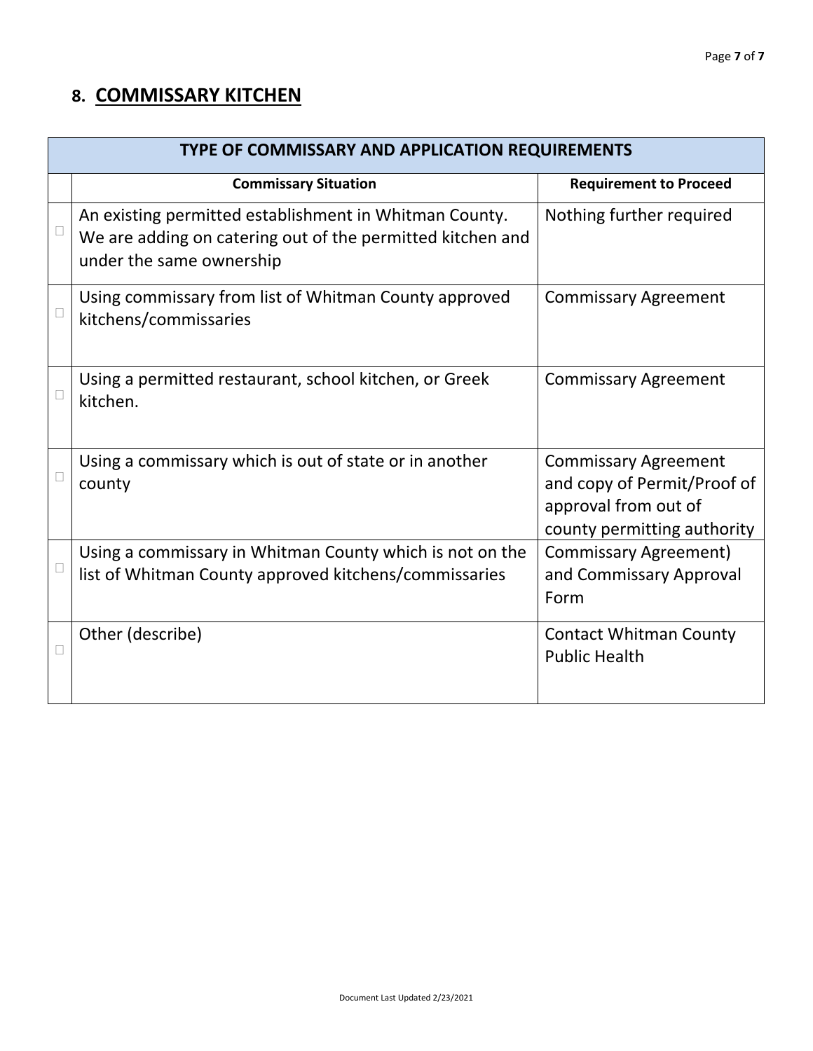## 8. COMMISSARY KITCHEN

| TYPE OF COMMISSARY AND APPLICATION REQUIREMENTS | | |
|---|---|---|
| | **Commissary Situation** | **Requirement to Proceed** |
| ☐ | An existing permitted establishment in Whitman County. We are adding on catering out of the permitted kitchen and under the same ownership | Nothing further required |
| ☐ | Using commissary from list of Whitman County approved kitchens/commissaries | Commissary Agreement |
| ☐ | Using a permitted restaurant, school kitchen, or Greek kitchen. | Commissary Agreement |
| ☐ | Using a commissary which is out of state or in another county | Commissary Agreement and copy of Permit/Proof of approval from out of county permitting authority |
| ☐ | Using a commissary in Whitman County which is not on the list of Whitman County approved kitchens/commissaries | Commissary Agreement) and Commissary Approval Form |
| ☐ | Other (describe) | Contact Whitman County Public Health |

Document Last Updated 2/23/2021